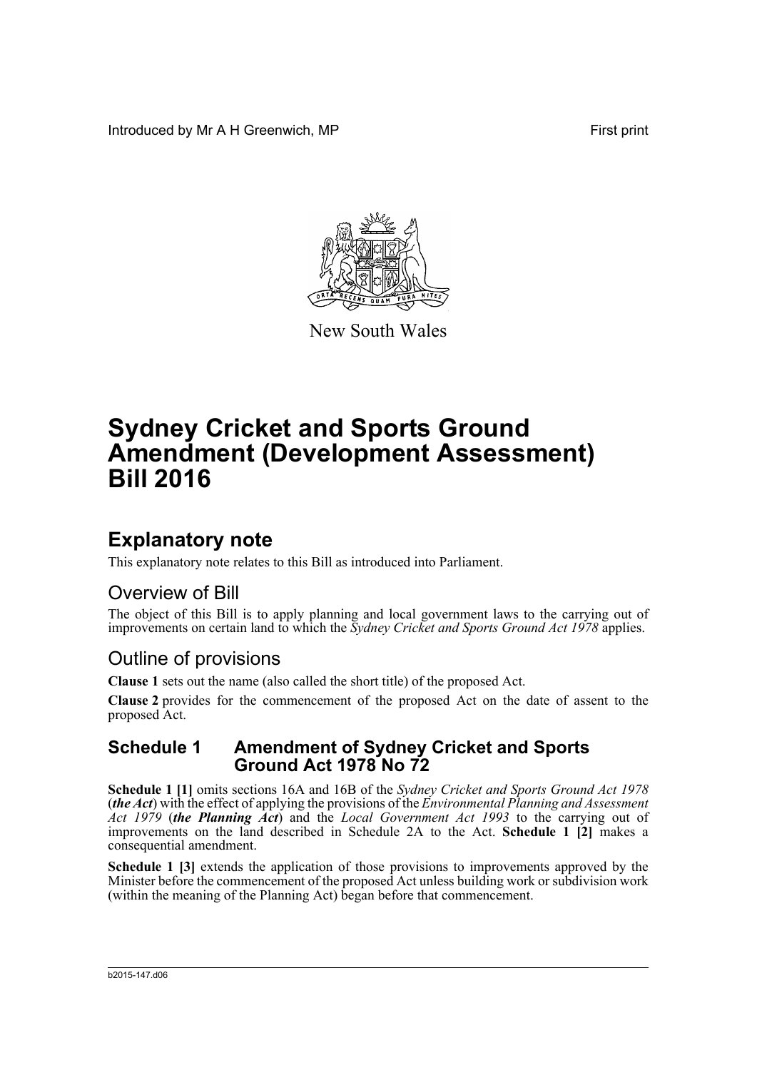Introduced by Mr A H Greenwich, MP First print

New South Wales

# Sydney Cricket and Sports Ground Amendment (Development Assessment) Bill 2016

## Explanatory note

This explanatory note relates to this Bill as introduced into Parliament.

### Overview of Bill

The object of this Bill is to apply planning and local government laws to the carrying out of improvements on certain land to which the *Sydney Cricket and Sports Ground Act 1978* applies.

### Outline of provisions

**Clause 1** sets out the name (also called the short title) of the proposed Act.

**Clause 2** provides for the commencement of the proposed Act on the date of assent to the proposed Act.

#### Schedule 1 Amendment of Sydney Cricket and Sports Ground Act 1978 No 72

**Schedule 1 [1]** omits sections 16A and 16B of the *Sydney Cricket and Sports Ground Act 1978* (***the Act***) with the effect of applying the provisions of the *Environmental Planning and Assessment Act 1979* (***the Planning Act***) and the *Local Government Act 1993* to the carrying out of improvements on the land described in Schedule 2A to the Act. **Schedule 1 [2]** makes a consequential amendment.

**Schedule 1 [3]** extends the application of those provisions to improvements approved by the Minister before the commencement of the proposed Act unless building work or subdivision work (within the meaning of the Planning Act) began before that commencement.

b2015-147.d06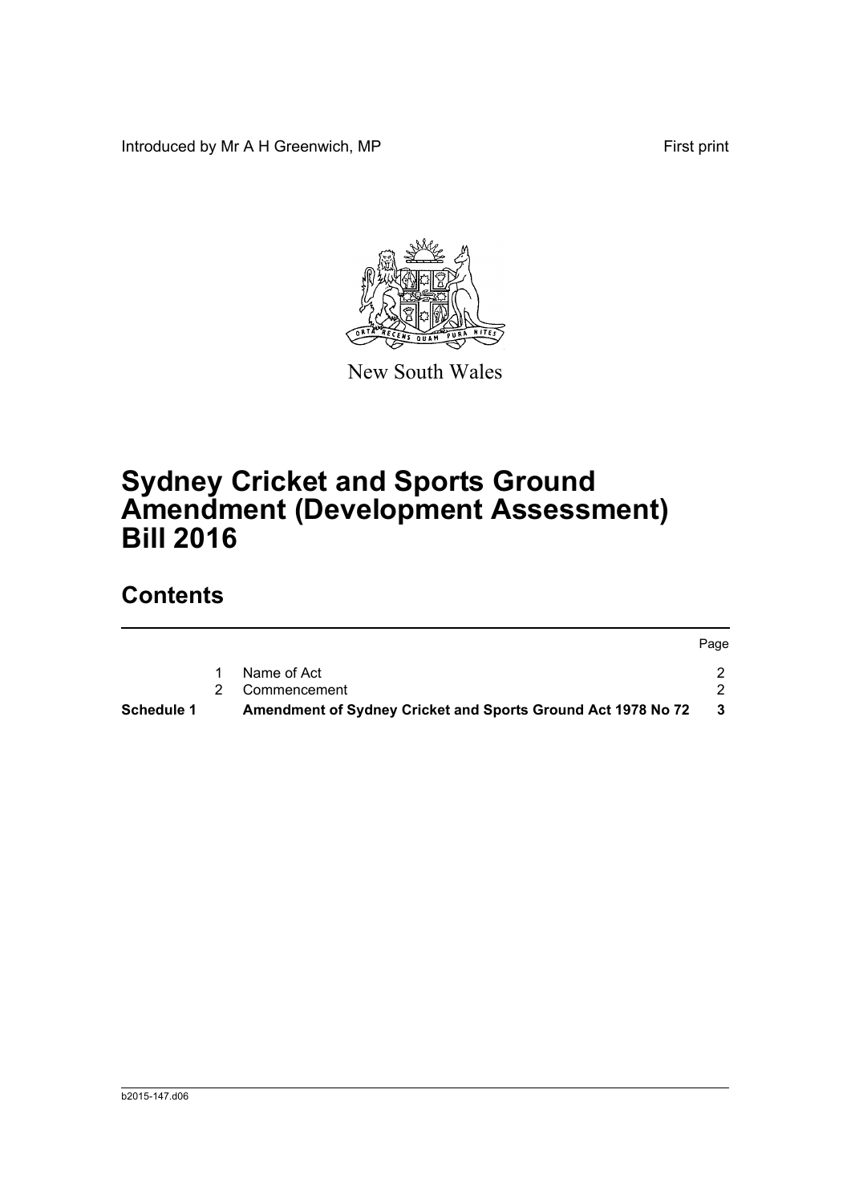Introduced by Mr A H Greenwich, MP

First print

New South Wales

# Sydney Cricket and Sports Ground Amendment (Development Assessment) Bill 2016

## Contents

| | | | Page |
|---|---|---|---|
| | 1 | Name of Act | 2 |
| | 2 | Commencement | 2 |
| **Schedule 1** | | **Amendment of Sydney Cricket and Sports Ground Act 1978 No 72** | **3** |

b2015-147.d06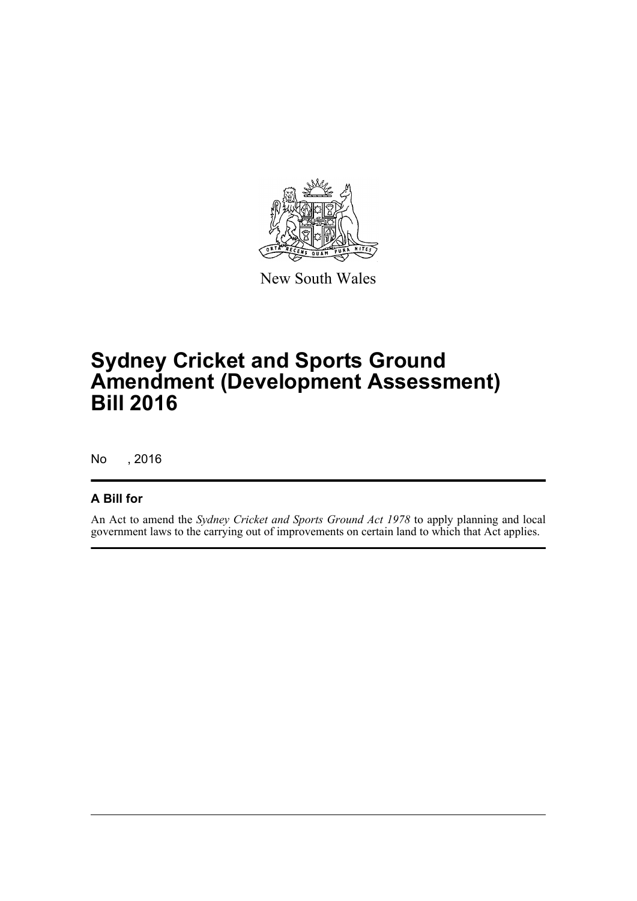New South Wales

# Sydney Cricket and Sports Ground Amendment (Development Assessment) Bill 2016

No , 2016

## A Bill for

An Act to amend the *Sydney Cricket and Sports Ground Act 1978* to apply planning and local government laws to the carrying out of improvements on certain land to which that Act applies.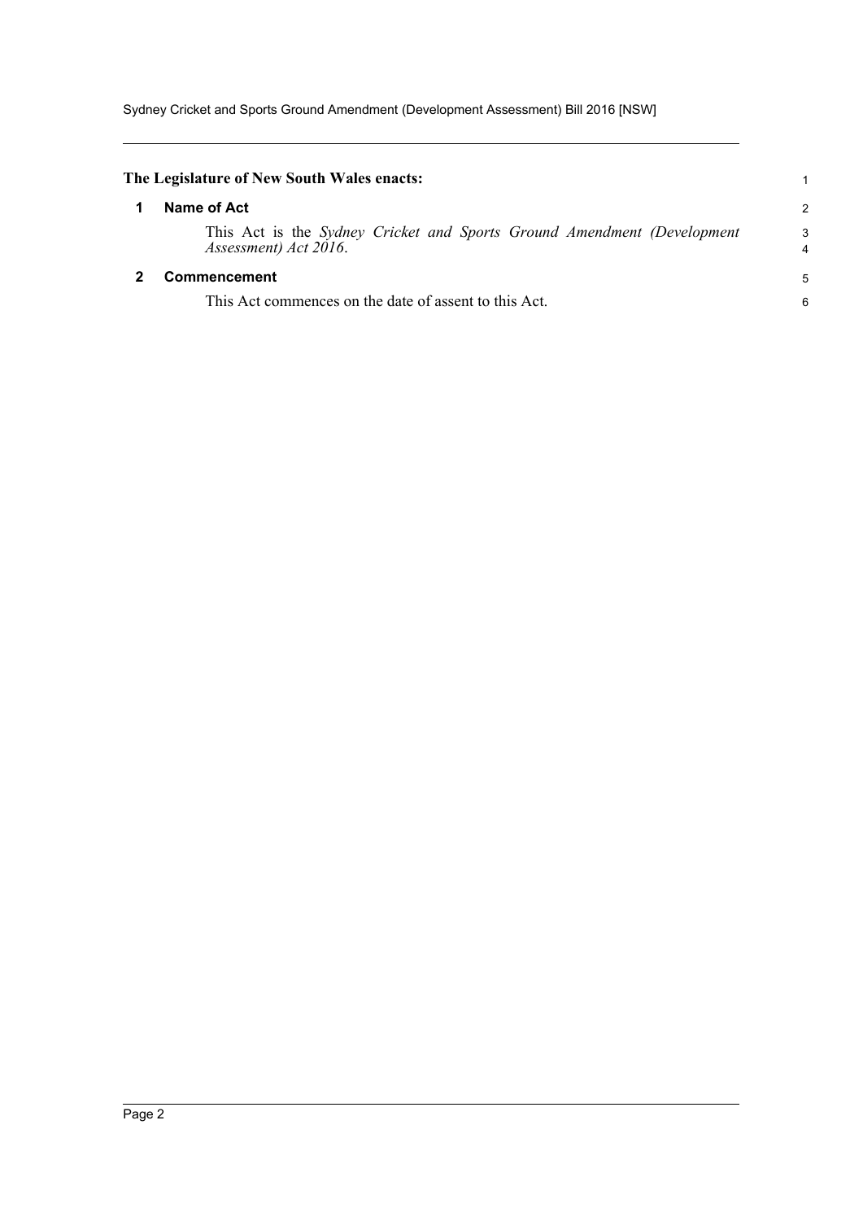**The Legislature of New South Wales enacts:**

## 1 Name of Act

This Act is the *Sydney Cricket and Sports Ground Amendment (Development Assessment) Act 2016*.

## 2 Commencement

This Act commences on the date of assent to this Act.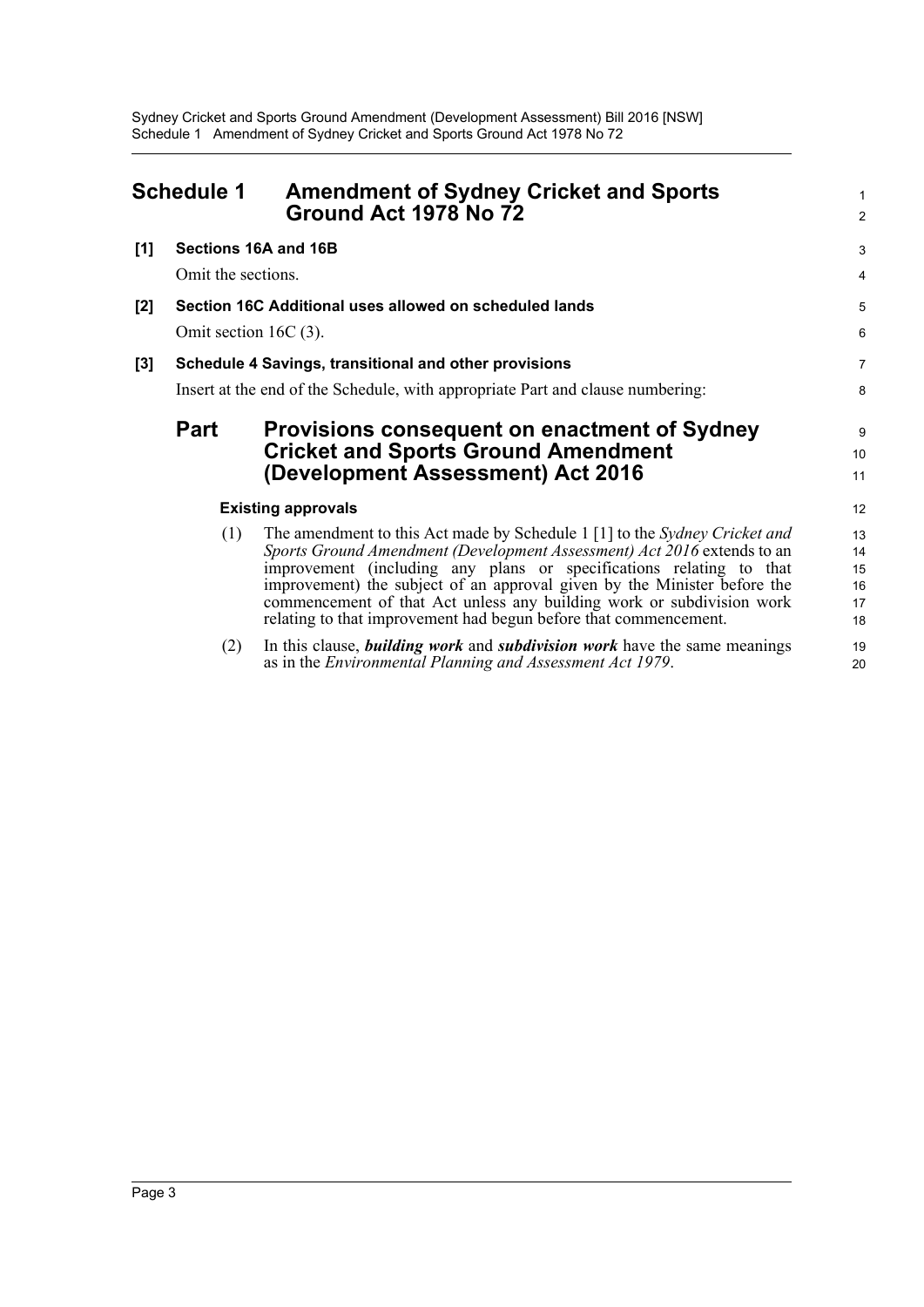## Schedule 1 Amendment of Sydney Cricket and Sports Ground Act 1978 No 72

**[1] Sections 16A and 16B**

Omit the sections.

**[2] Section 16C Additional uses allowed on scheduled lands**

Omit section 16C (3).

**[3] Schedule 4 Savings, transitional and other provisions**

Insert at the end of the Schedule, with appropriate Part and clause numbering:

### Part Provisions consequent on enactment of Sydney Cricket and Sports Ground Amendment (Development Assessment) Act 2016

**Existing approvals**

(1) The amendment to this Act made by Schedule 1 [1] to the *Sydney Cricket and Sports Ground Amendment (Development Assessment) Act 2016* extends to an improvement (including any plans or specifications relating to that improvement) the subject of an approval given by the Minister before the commencement of that Act unless any building work or subdivision work relating to that improvement had begun before that commencement.

(2) In this clause, ***building work*** and ***subdivision work*** have the same meanings as in the *Environmental Planning and Assessment Act 1979*.